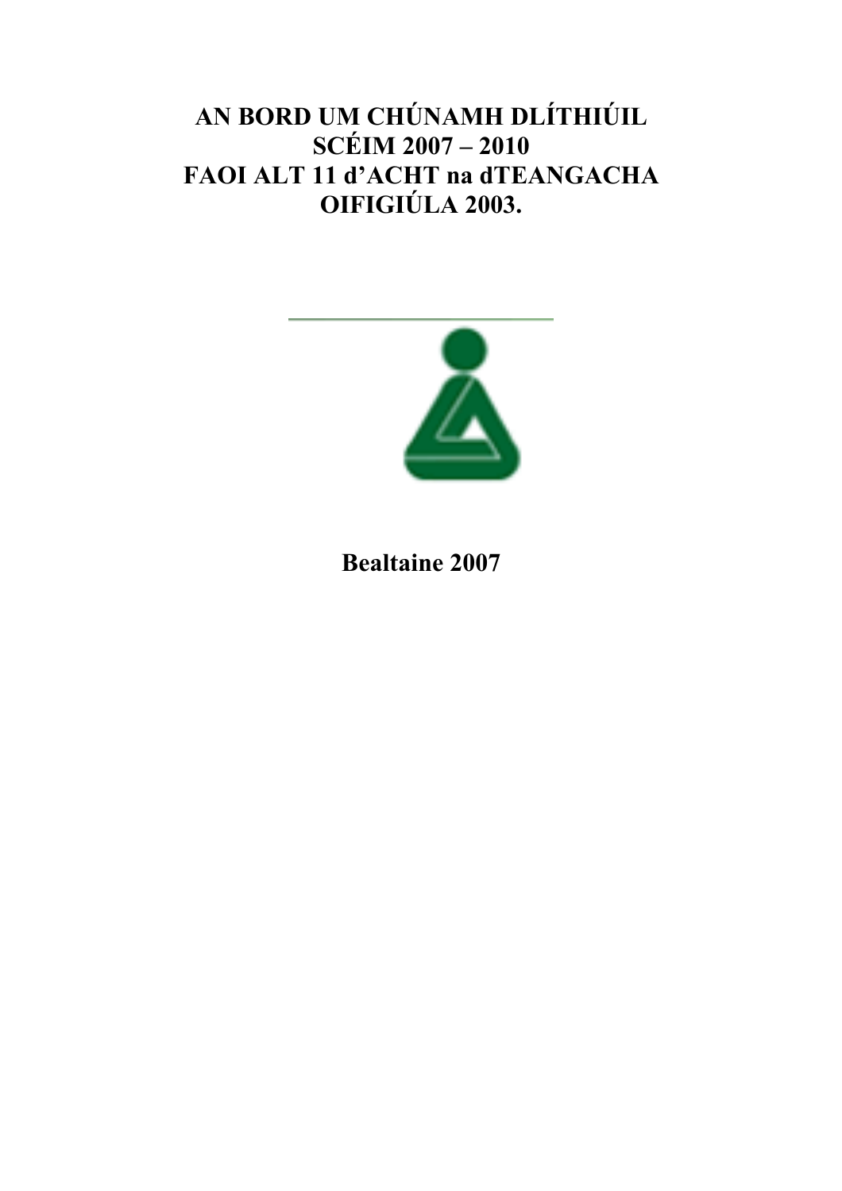# AN BORD UM CHÚNAMH DLÍTHIÚIL SCÉIM 2007 – 2010 FAOI ALT 11 d'ACHT na dTEANGACHA OIFIGIÚLA 2003.

**Bealtaine 2007**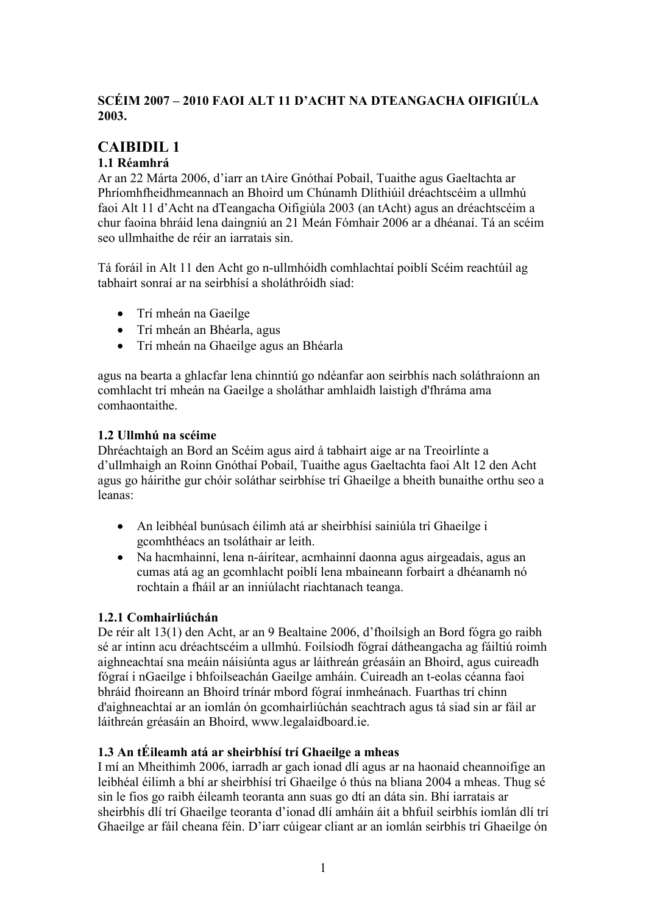**SCÉIM 2007 – 2010 FAOI ALT 11 D'ACHT NA DTEANGACHA OIFIGIÚLA 2003.**

# CAIBIDIL 1

### 1.1 Réamhrá

Ar an 22 Márta 2006, d'iarr an tAire Gnóthaí Pobail, Tuaithe agus Gaeltachta ar Phríomhfheidhmeannach an Bhoird um Chúnamh Dlíthiúil dréachtscéim a ullmhú faoi Alt 11 d'Acht na dTeangacha Oifigiúla 2003 (an tAcht) agus an dréachtscéim a chur faoina bhráid lena daingniú an 21 Meán Fómhair 2006 ar a dhéanaí. Tá an scéim seo ullmhaithe de réir an iarratais sin.

Tá foráil in Alt 11 den Acht go n-ullmhóidh comhlachtaí poiblí Scéim reachtúil ag tabhairt sonraí ar na seirbhísí a sholáthróidh siad:

- Trí mheán na Gaeilge
- Trí mheán an Bhéarla, agus
- Trí mheán na Ghaeilge agus an Bhéarla

agus na bearta a ghlacfar lena chinntiú go ndéanfar aon seirbhís nach soláthraíonn an comhlacht trí mheán na Gaeilge a sholáthar amhlaidh laistigh d'fhráma ama comhaontaithe.

### 1.2 Ullmhú na scéime

Dhréachtaigh an Bord an Scéim agus aird á tabhairt aige ar na Treoirlínte a d'ullmhaigh an Roinn Gnóthaí Pobail, Tuaithe agus Gaeltachta faoi Alt 12 den Acht agus go háirithe gur chóir soláthar seirbhíse trí Ghaeilge a bheith bunaithe orthu seo a leanas:

- An leibhéal bunúsach éilimh atá ar sheirbhísí sainiúla trí Ghaeilge i gcomhthéacs an tsoláthair ar leith.
- Na hacmhainní, lena n-áirítear, acmhainní daonna agus airgeadais, agus an cumas atá ag an gcomhlacht poiblí lena mbaineann forbairt a dhéanamh nó rochtain a fháil ar an inniúlacht riachtanach teanga.

#### 1.2.1 Comhairliúchán

De réir alt 13(1) den Acht, ar an 9 Bealtaine 2006, d'fhoilsigh an Bord fógra go raibh sé ar intinn acu dréachtscéim a ullmhú. Foilsíodh fógraí dátheangacha ag fáiltiú roimh aighneachtaí sna meáin náisiúnta agus ar láithreán gréasáin an Bhoird, agus cuireadh fógraí i nGaeilge i bhfoilseachán Gaeilge amháin. Cuireadh an t-eolas céanna faoi bhráid fhoireann an Bhoird trínár mbord fógraí inmheánach. Fuarthas trí chinn d'aighneachtaí ar an iomlán ón gcomhairliúchán seachtrach agus tá siad sin ar fáil ar láithreán gréasáin an Bhoird, www.legalaidboard.ie.

### 1.3 An tÉileamh atá ar sheirbhísí trí Ghaeilge a mheas

I mí an Mheithimh 2006, iarradh ar gach ionad dlí agus ar na haonaid cheannoifige an leibhéal éilimh a bhí ar sheirbhísí trí Ghaeilge ó thús na bliana 2004 a mheas. Thug sé sin le fios go raibh éileamh teoranta ann suas go dtí an dáta sin. Bhí iarratais ar sheirbhís dlí trí Ghaeilge teoranta d'ionad dlí amháin áit a bhfuil seirbhís iomlán dlí trí Ghaeilge ar fáil cheana féin. D'iarr cúigear cliant ar an iomlán seirbhís trí Ghaeilge ón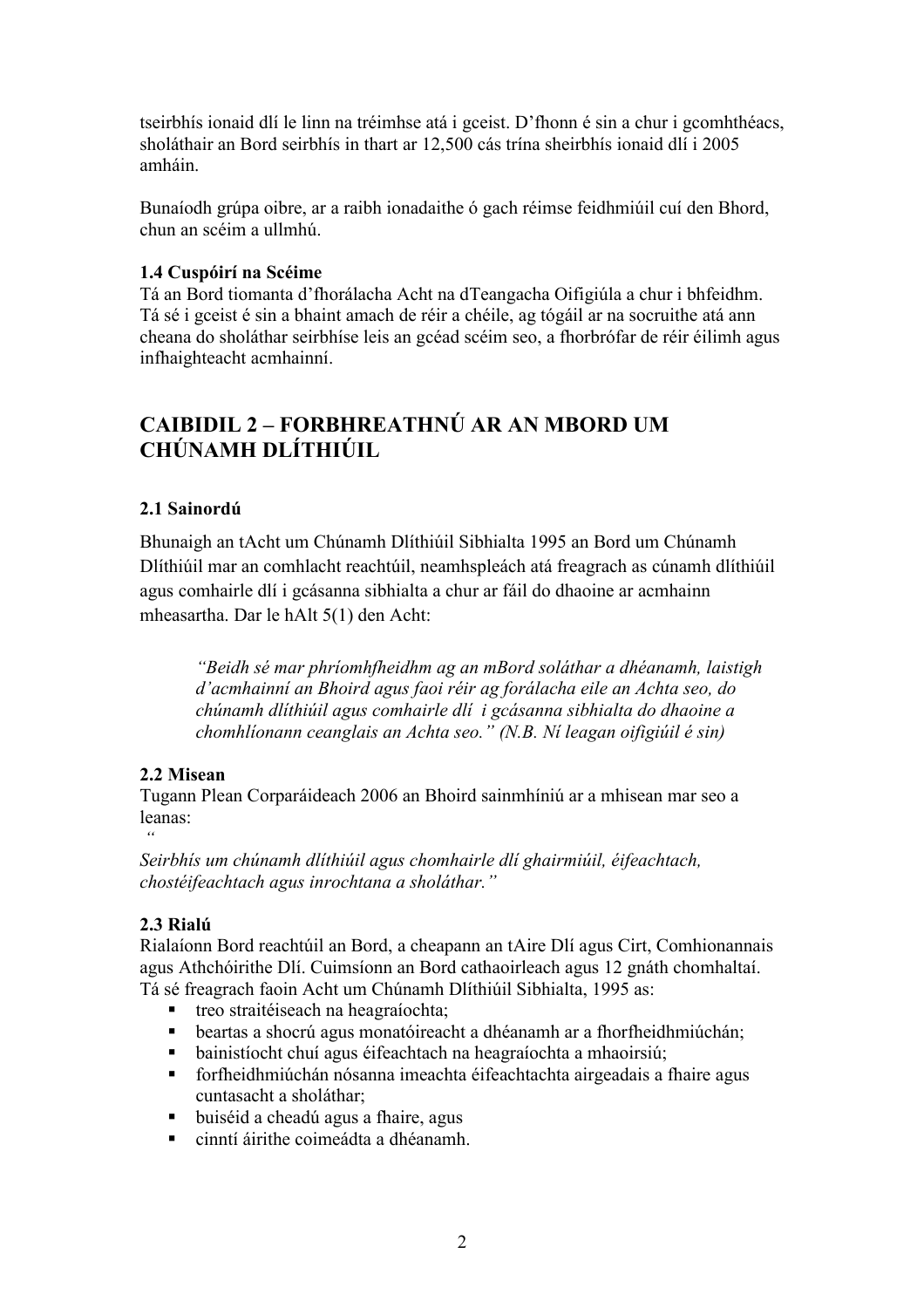tseirbhís ionaid dlí le linn na tréimhse atá i gceist. D'fhonn é sin a chur i gcomhthéacs, sholáthair an Bord seirbhís in thart ar 12,500 cás trína sheirbhís ionaid dlí i 2005 amháin.

Bunaíodh grúpa oibre, ar a raibh ionadaithe ó gach réimse feidhmiúil cuí den Bhord, chun an scéim a ullmhú.

### 1.4 Cuspóirí na Scéime

Tá an Bord tiomanta d'fhorálacha Acht na dTeangacha Oifigiúla a chur i bhfeidhm. Tá sé i gceist é sin a bhaint amach de réir a chéile, ag tógáil ar na socruithe atá ann cheana do sholáthar seirbhíse leis an gcéad scéim seo, a fhorbrófar de réir éilimh agus infhaighteacht acmhainní.

## CAIBIDIL 2 – FORBHREATHNÚ AR AN MBORD UM CHÚNAMH DLÍTHIÚIL

### 2.1 Sainordú

Bhunaigh an tAcht um Chúnamh Dlíthiúil Sibhialta 1995 an Bord um Chúnamh Dlíthiúil mar an comhlacht reachtúil, neamhspleách atá freagrach as cúnamh dlíthiúil agus comhairle dlí i gcásanna sibhialta a chur ar fáil do dhaoine ar acmhainn mheasartha. Dar le hAlt 5(1) den Acht:

> *"Beidh sé mar phríomhfheidhm ag an mBord soláthar a dhéanamh, laistigh d'acmhainní an Bhoird agus faoi réir ag forálacha eile an Achta seo, do chúnamh dlíthiúil agus comhairle dlí i gcásanna sibhialta do dhaoine a chomhlíonann ceanglais an Achta seo." (N.B. Ní leagan oifigiúil é sin)*

### 2.2 Misean

Tugann Plean Corparáideach 2006 an Bhoird sainmhíniú ar a mhisean mar seo a leanas:

*"Seirbhís um chúnamh dlíthiúil agus chomhairle dlí ghairmiúil, éifeachtach, chostéifeachtach agus inrochtana a sholáthar."*

### 2.3 Rialú

Rialaíonn Bord reachtúil an Bord, a cheapann an tAire Dlí agus Cirt, Comhionannais agus Athchóirithe Dlí. Cuimsíonn an Bord cathaoirleach agus 12 gnáth chomhaltaí. Tá sé freagrach faoin Acht um Chúnamh Dlíthiúil Sibhialta, 1995 as:

- treo straitéiseach na heagraíochta;
- beartas a shocrú agus monatóireacht a dhéanamh ar a fhorfheidhmiúchán;
- bainistíocht chuí agus éifeachtach na heagraíochta a mhaoirsiú;
- forfheidhmiúchán nósanna imeachta éifeachtachta airgeadais a fhaire agus cuntasacht a sholáthar;
- buiséid a cheadú agus a fhaire, agus
- cinntí áirithe coimeádta a dhéanamh.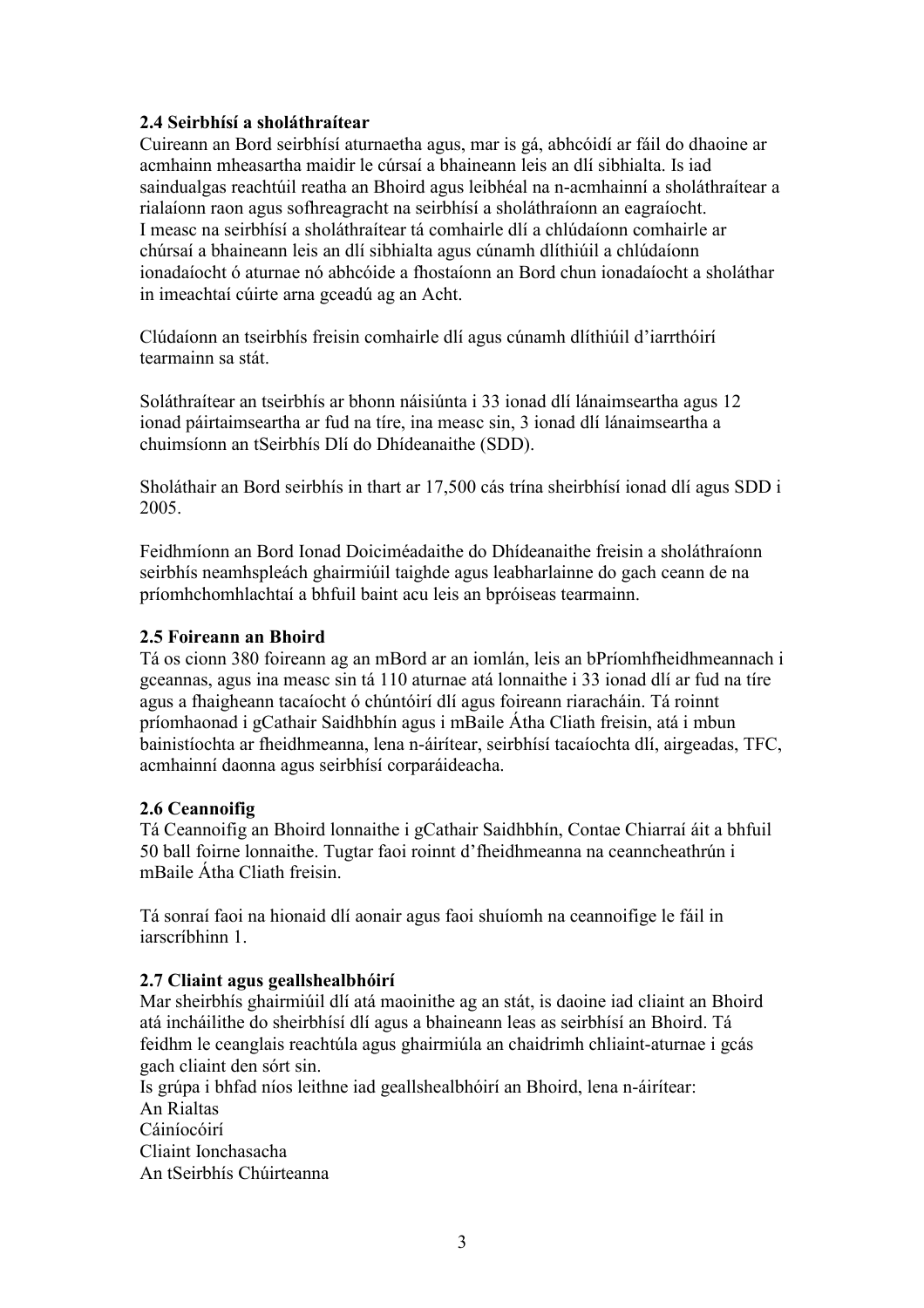### 2.4 Seirbhísí a sholáthraítear

Cuireann an Bord seirbhísí aturnaetha agus, mar is gá, abhcóidí ar fáil do dhaoine ar acmhainn mheasartha maidir le cúrsaí a bhaineann leis an dlí sibhialta. Is iad saindualgas reachtúil reatha an Bhoird agus leibhéal na n-acmhainní a sholáthraítear a rialaíonn raon agus sofhreagracht na seirbhísí a sholáthraíonn an eagraíocht.
I measc na seirbhísí a sholáthraítear tá comhairle dlí a chlúdaíonn comhairle ar chúrsaí a bhaineann leis an dlí sibhialta agus cúnamh dlíthiúil a chlúdaíonn ionadaíocht ó aturnae nó abhcóide a fhostaíonn an Bord chun ionadaíocht a sholáthar in imeachtaí cúirte arna gceadú ag an Acht.

Clúdaíonn an tseirbhís freisin comhairle dlí agus cúnamh dlíthiúil d'iarrthóirí tearmainn sa stát.

Soláthraítear an tseirbhís ar bhonn náisiúnta i 33 ionad dlí lánaimseartha agus 12 ionad páirtaimseartha ar fud na tíre, ina measc sin, 3 ionad dlí lánaimseartha a chuimsíonn an tSeirbhís Dlí do Dhídeanaithe (SDD).

Sholáthair an Bord seirbhís in thart ar 17,500 cás trína sheirbhísí ionad dlí agus SDD i 2005.

Feidhmíonn an Bord Ionad Doiciméadaithe do Dhídeanaithe freisin a sholáthraíonn seirbhís neamhspleách ghairmiúil taighde agus leabharlainne do gach ceann de na príomhchomhlachtaí a bhfuil baint acu leis an bpróiseas tearmainn.

### 2.5 Foireann an Bhoird

Tá os cionn 380 foireann ag an mBord ar an iomlán, leis an bPríomhfheidhmeannach i gceannas, agus ina measc sin tá 110 aturnae atá lonnaithe i 33 ionad dlí ar fud na tíre agus a fhaigheann tacaíocht ó chúntóirí dlí agus foireann riaracháin. Tá roinnt príomhaonad i gCathair Saidhbhín agus i mBaile Átha Cliath freisin, atá i mbun bainistíochta ar fheidhmeanna, lena n-áirítear, seirbhísí tacaíochta dlí, airgeadas, TFC, acmhainní daonna agus seirbhísí corparáideacha.

### 2.6 Ceannoifig

Tá Ceannoifig an Bhoird lonnaithe i gCathair Saidhbhín, Contae Chiarraí áit a bhfuil 50 ball foirne lonnaithe. Tugtar faoi roinnt d'fheidhmeanna na ceanncheathrún i mBaile Átha Cliath freisin.

Tá sonraí faoi na hionaid dlí aonair agus faoi shuíomh na ceannoifige le fáil in iarscríbhinn 1.

### 2.7 Cliaint agus geallshealbhóirí

Mar sheirbhís ghairmiúil dlí atá maoinithe ag an stát, is daoine iad cliaint an Bhoird atá incháilithe do sheirbhísí dlí agus a bhaineann leas as seirbhísí an Bhoird. Tá feidhm le ceanglais reachtúla agus ghairmiúla an chaidrimh chliaint-aturnae i gcás gach cliaint den sórt sin.
Is grúpa i bhfad níos leithne iad geallshealbhóirí an Bhoird, lena n-áirítear:
An Rialtas
Cáiníocóirí
Cliaint Ionchasacha
An tSeirbhís Chúirteanna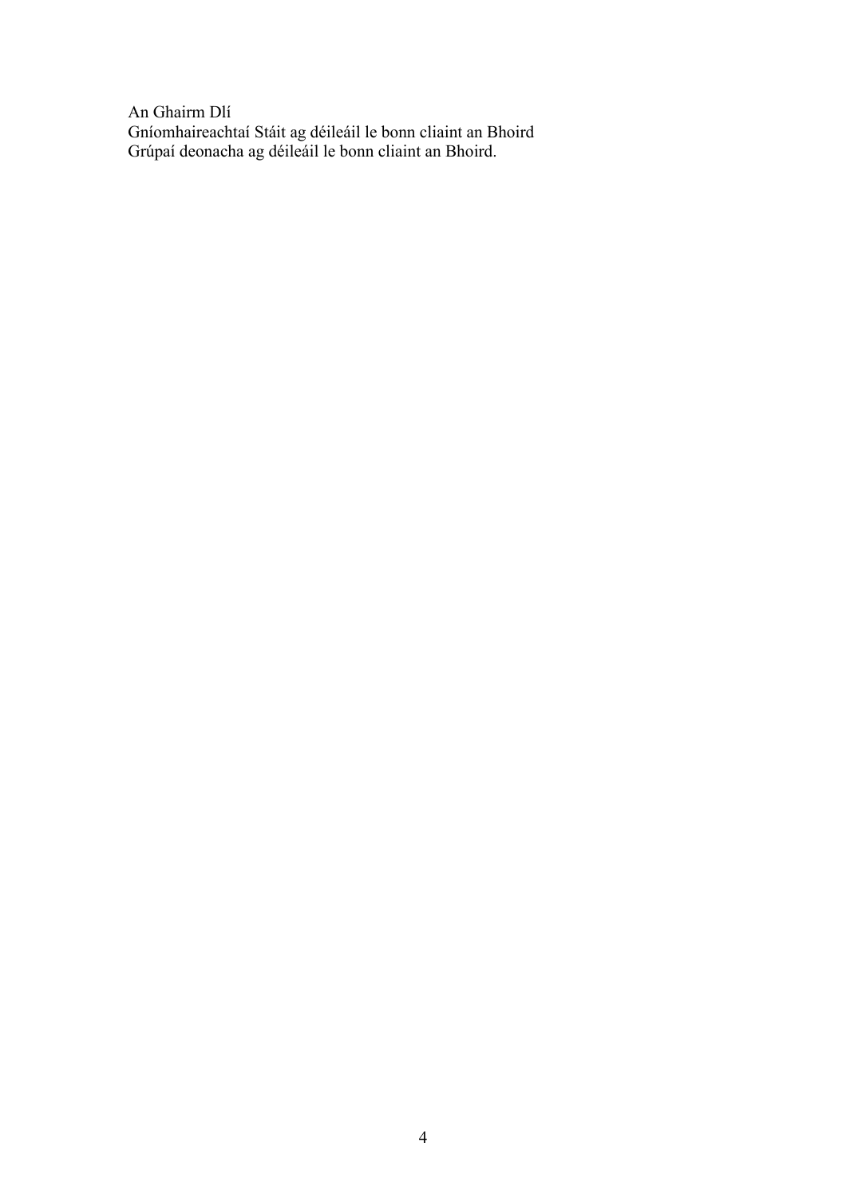An Ghairm Dlí
Gníomhaireachtaí Stáit ag déileáil le bonn cliaint an Bhoird
Grúpaí deonacha ag déileáil le bonn cliaint an Bhoird.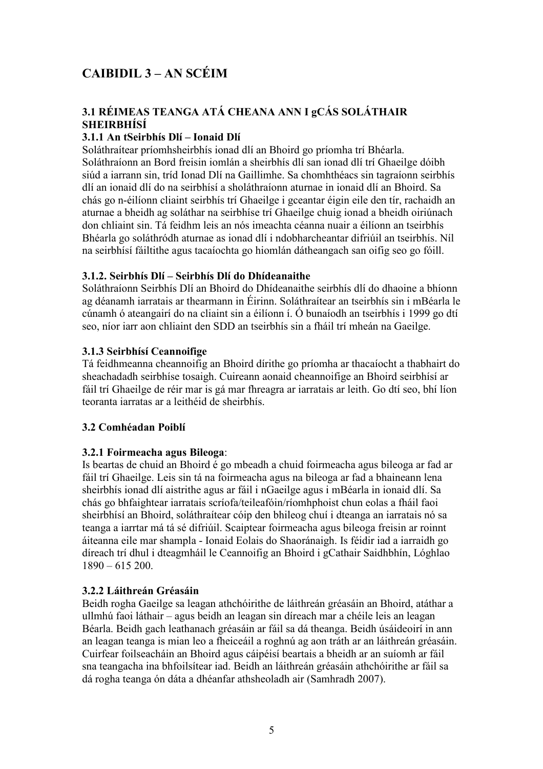# CAIBIDIL 3 – AN SCÉIM

## 3.1 RÉIMEAS TEANGA ATÁ CHEANA ANN I gCÁS SOLÁTHAIR SHEIRBHÍSÍ

### 3.1.1 An tSeirbhís Dlí – Ionaid Dlí

Soláthraítear príomhsheirbhís ionad dlí an Bhoird go príomha trí Bhéarla. Soláthraíonn an Bord freisin iomlán a sheirbhís dlí san ionad dlí trí Ghaeilge dóibh siúd a iarrann sin, tríd Ionad Dlí na Gaillimhe. Sa chomhthéacs sin tagraíonn seirbhís dlí an ionaid dlí do na seirbhísí a sholáthraíonn aturnae in ionaid dlí an Bhoird. Sa chás go n-éilíonn cliaint seirbhís trí Ghaeilge i gceantar éigin eile den tír, rachaidh an aturnae a bheidh ag soláthar na seirbhíse trí Ghaeilge chuig ionad a bheidh oiriúnach don chliaint sin. Tá feidhm leis an nós imeachta céanna nuair a éilíonn an tseirbhís Bhéarla go soláthródh aturnae as ionad dlí i ndobharcheantar difriúil an tseirbhís. Níl na seirbhísí fáiltithe agus tacaíochta go hiomlán dátheangach san oifig seo go fóill.

### 3.1.2. Seirbhís Dlí – Seirbhís Dlí do Dhídeanaithe

Soláthraíonn Seirbhís Dlí an Bhoird do Dhídeanaithe seirbhís dlí do dhaoine a bhíonn ag déanamh iarratais ar thearmann in Éirinn. Soláthraítear an tseirbhís sin i mBéarla le cúnamh ó ateangairí do na cliaint sin a éilíonn í. Ó bunaíodh an tseirbhís i 1999 go dtí seo, níor iarr aon chliaint den SDD an tseirbhís sin a fháil trí mheán na Gaeilge.

### 3.1.3 Seirbhísí Ceannoifige

Tá feidhmeanna cheannoifig an Bhoird dírithe go príomha ar thacaíocht a thabhairt do sheachadadh seirbhíse tosaigh. Cuireann aonaid cheannoifige an Bhoird seirbhísí ar fáil trí Ghaeilge de réir mar is gá mar fhreagra ar iarratais ar leith. Go dtí seo, bhí líon teoranta iarratas ar a leithéid de sheirbhís.

## 3.2 Comhéadan Poiblí

### 3.2.1 Foirmeacha agus Bileoga:

Is beartas de chuid an Bhoird é go mbeadh a chuid foirmeacha agus bileoga ar fad ar fáil trí Ghaeilge. Leis sin tá na foirmeacha agus na bileoga ar fad a bhaineann lena sheirbhís ionad dlí aistrithe agus ar fáil i nGaeilge agus i mBéarla in ionaid dlí. Sa chás go bhfaightear iarratais scríofa/teileafóin/ríomhphoist chun eolas a fháil faoi sheirbhísí an Bhoird, soláthraítear cóip den bhileog chuí i dteanga an iarratais nó sa teanga a iarrtar má tá sé difriúil. Scaiptear foirmeacha agus bileoga freisin ar roinnt áiteanna eile mar shampla - Ionaid Eolais do Shaoránaigh. Is féidir iad a iarraidh go díreach trí dhul i dteagmháil le Ceannoifig an Bhoird i gCathair Saidhbhín, Lóghlao 1890 – 615 200.

### 3.2.2 Láithreán Gréasáin

Beidh rogha Gaeilge sa leagan athchóirithe de láithreán gréasáin an Bhoird, atáthar a ullmhú faoi láthair – agus beidh an leagan sin díreach mar a chéile leis an leagan Béarla. Beidh gach leathanach gréasáin ar fáil sa dá theanga. Beidh úsáideoirí in ann an leagan teanga is mian leo a fheiceáil a roghnú ag aon tráth ar an láithreán gréasáin. Cuirfear foilseacháin an Bhoird agus cáipéisí beartais a bheidh ar an suíomh ar fáil sna teangacha ina bhfoilsítear iad. Beidh an láithreán gréasáin athchóirithe ar fáil sa dá rogha teanga ón dáta a dhéanfar athsheoladh air (Samhradh 2007).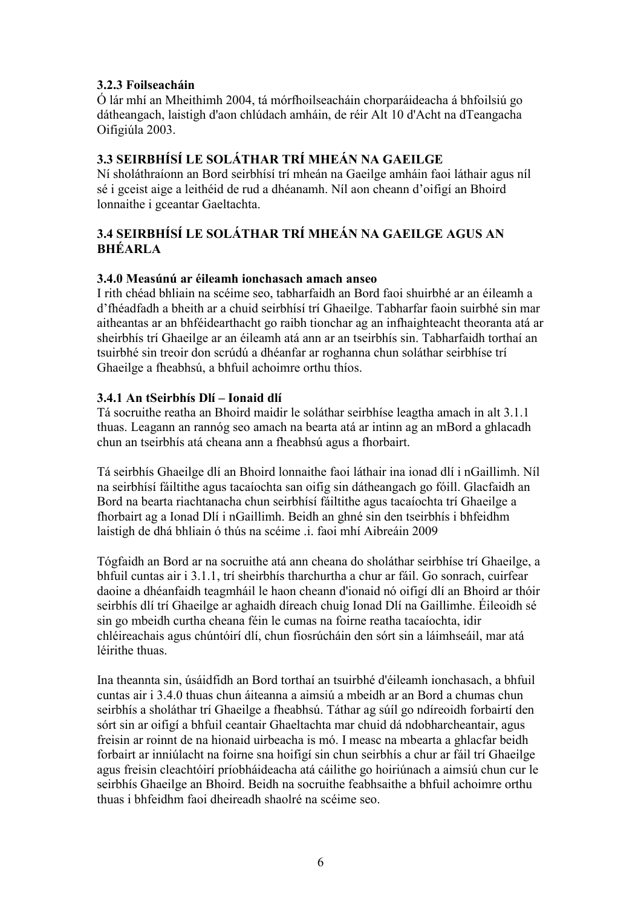### 3.2.3 Foilseacháin

Ó lár mhí an Mheithimh 2004, tá mórfhoilseacháin chorparáideacha á bhfoilsiú go dátheangach, laistigh d'aon chlúdach amháin, de réir Alt 10 d'Acht na dTeangacha Oifigiúla 2003.

## 3.3 SEIRBHÍSÍ LE SOLÁTHAR TRÍ MHEÁN NA GAEILGE

Ní sholáthraíonn an Bord seirbhísí trí mheán na Gaeilge amháin faoi láthair agus níl sé i gceist aige a leithéid de rud a dhéanamh. Níl aon cheann d'oifigí an Bhoird lonnaithe i gceantar Gaeltachta.

## 3.4 SEIRBHÍSÍ LE SOLÁTHAR TRÍ MHEÁN NA GAEILGE AGUS AN BHÉARLA

### 3.4.0 Measúnú ar éileamh ionchasach amach anseo

I rith chéad bhliain na scéime seo, tabharfaidh an Bord faoi shuirbhé ar an éileamh a d'fhéadfadh a bheith ar a chuid seirbhísí trí Ghaeilge. Tabharfar faoin suirbhé sin mar aitheantas ar an bhféidearthacht go raibh tionchar ag an infhaighteacht theoranta atá ar sheirbhís trí Ghaeilge ar an éileamh atá ann ar an tseirbhís sin. Tabharfaidh torthaí an tsuirbhé sin treoir don scrúdú a dhéanfar ar roghanna chun soláthar seirbhíse trí Ghaeilge a fheabhsú, a bhfuil achoimre orthu thíos.

### 3.4.1 An tSeirbhís Dlí – Ionaid dlí

Tá socruithe reatha an Bhoird maidir le soláthar seirbhíse leagtha amach in alt 3.1.1 thuas. Leagann an rannóg seo amach na bearta atá ar intinn ag an mBord a ghlacadh chun an tseirbhís atá cheana ann a fheabhsú agus a fhorbairt.

Tá seirbhís Ghaeilge dlí an Bhoird lonnaithe faoi láthair ina ionad dlí i nGaillimh. Níl na seirbhísí fáiltithe agus tacaíochta san oifig sin dátheangach go fóill. Glacfaidh an Bord na bearta riachtanacha chun seirbhísí fáiltithe agus tacaíochta trí Ghaeilge a fhorbairt ag a Ionad Dlí i nGaillimh. Beidh an ghné sin den tseirbhís i bhfeidhm laistigh de dhá bhliain ó thús na scéime .i. faoi mhí Aibreáin 2009

Tógfaidh an Bord ar na socruithe atá ann cheana do sholáthar seirbhíse trí Ghaeilge, a bhfuil cuntas air i 3.1.1, trí sheirbhís tharchurtha a chur ar fáil. Go sonrach, cuirfear daoine a dhéanfaidh teagmháil le haon cheann d'ionaid nó oifigí dlí an Bhoird ar thóir seirbhís dlí trí Ghaeilge ar aghaidh díreach chuig Ionad Dlí na Gaillimhe. Éileoidh sé sin go mbeidh curtha cheana féin le cumas na foirne reatha tacaíochta, idir chléireachais agus chúntóirí dlí, chun fiosrúcháin den sórt sin a láimhseáil, mar atá léirithe thuas.

Ina theannta sin, úsáidfidh an Bord torthaí an tsuirbhé d'éileamh ionchasach, a bhfuil cuntas air i 3.4.0 thuas chun áiteanna a aimsiú a mbeidh ar an Bord a chumas chun seirbhís a sholáthar trí Ghaeilge a fheabhsú. Táthar ag súil go ndíreoidh forbairtí den sórt sin ar oifigí a bhfuil ceantair Ghaeltachta mar chuid dá ndobharcheantair, agus freisin ar roinnt de na hionaid uirbeacha is mó. I measc na mbearta a ghlacfar beidh forbairt ar inniúlacht na foirne sna hoifigí sin chun seirbhís a chur ar fáil trí Ghaeilge agus freisin cleachtóirí príobháideacha atá cáilithe go hoiriúnach a aimsiú chun cur le seirbhís Ghaeilge an Bhoird. Beidh na socruithe feabhsaithe a bhfuil achoimre orthu thuas i bhfeidhm faoi dheireadh shaolré na scéime seo.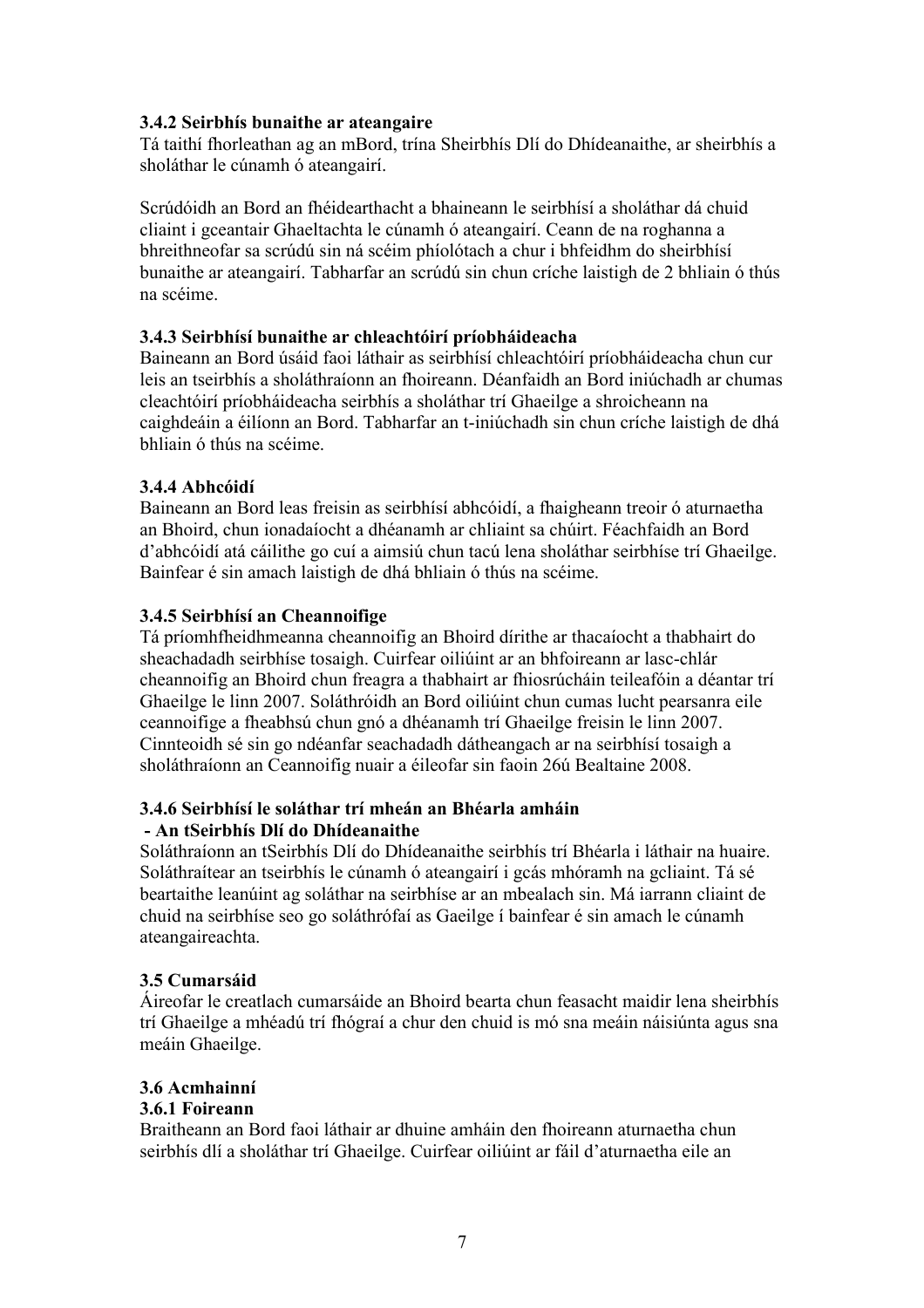#### 3.4.2 Seirbhís bunaithe ar ateangaire

Tá taithí fhorleathan ag an mBord, trína Sheirbhís Dlí do Dhídeanaithe, ar sheirbhís a sholáthar le cúnamh ó ateangairí.

Scrúdóidh an Bord an fhéidearthacht a bhaineann le seirbhísí a sholáthar dá chuid cliaint i gceantair Ghaeltachta le cúnamh ó ateangairí. Ceann de na roghanna a bhreithneofar sa scrúdú sin ná scéim phíolótach a chur i bhfeidhm do sheirbhísí bunaithe ar ateangairí. Tabharfar an scrúdú sin chun críche laistigh de 2 bhliain ó thús na scéime.

#### 3.4.3 Seirbhísí bunaithe ar chleachtóirí príobháideacha

Baineann an Bord úsáid faoi láthair as seirbhísí chleachtóirí príobháideacha chun cur leis an tseirbhís a sholáthraíonn an fhoireann. Déanfaidh an Bord iniúchadh ar chumas cleachtóirí príobháideacha seirbhís a sholáthar trí Ghaeilge a shroicheann na caighdeáin a éilíonn an Bord. Tabharfar an t-iniúchadh sin chun críche laistigh de dhá bhliain ó thús na scéime.

#### 3.4.4 Abhcóidí

Baineann an Bord leas freisin as seirbhísí abhcóidí, a fhaigheann treoir ó aturnaetha an Bhoird, chun ionadaíocht a dhéanamh ar chliaint sa chúirt. Féachfaidh an Bord d'abhcóidí atá cáilithe go cuí a aimsiú chun tacú lena sholáthar seirbhíse trí Ghaeilge. Bainfear é sin amach laistigh de dhá bhliain ó thús na scéime.

#### 3.4.5 Seirbhísí an Cheannoifige

Tá príomhfheidhmeanna cheannoifig an Bhoird dírithe ar thacaíocht a thabhairt do sheachadadh seirbhíse tosaigh. Cuirfear oiliúint ar an bhfoireann ar lasc-chlár cheannoifig an Bhoird chun freagra a thabhairt ar fhiosrúcháin teileafóin a déantar trí Ghaeilge le linn 2007. Soláthróidh an Bord oiliúint chun cumas lucht pearsanra eile ceannoifige a fheabhsú chun gnó a dhéanamh trí Ghaeilge freisin le linn 2007. Cinnteoidh sé sin go ndéanfar seachadadh dátheangach ar na seirbhísí tosaigh a sholáthraíonn an Ceannoifig nuair a éileofar sin faoin 26ú Bealtaine 2008.

#### 3.4.6 Seirbhísí le soláthar trí mheán an Bhéarla amháin
#### - An tSeirbhís Dlí do Dhídeanaithe

Soláthraíonn an tSeirbhís Dlí do Dhídeanaithe seirbhís trí Bhéarla i láthair na huaire. Soláthraítear an tseirbhís le cúnamh ó ateangairí i gcás mhóramh na gcliaint. Tá sé beartaithe leanúint ag soláthar na seirbhíse ar an mbealach sin. Má iarrann cliaint de chuid na seirbhíse seo go soláthrófaí as Gaeilge í bainfear é sin amach le cúnamh ateangaireachta.

### 3.5 Cumarsáid

Áireofar le creatlach cumarsáide an Bhoird bearta chun feasacht maidir lena sheirbhís trí Ghaeilge a mhéadú trí fhógraí a chur den chuid is mó sna meáin náisiúnta agus sna meáin Ghaeilge.

### 3.6 Acmhainní

#### 3.6.1 Foireann

Braitheann an Bord faoi láthair ar dhuine amháin den fhoireann aturnaetha chun seirbhís dlí a sholáthar trí Ghaeilge. Cuirfear oiliúint ar fáil d'aturnaetha eile an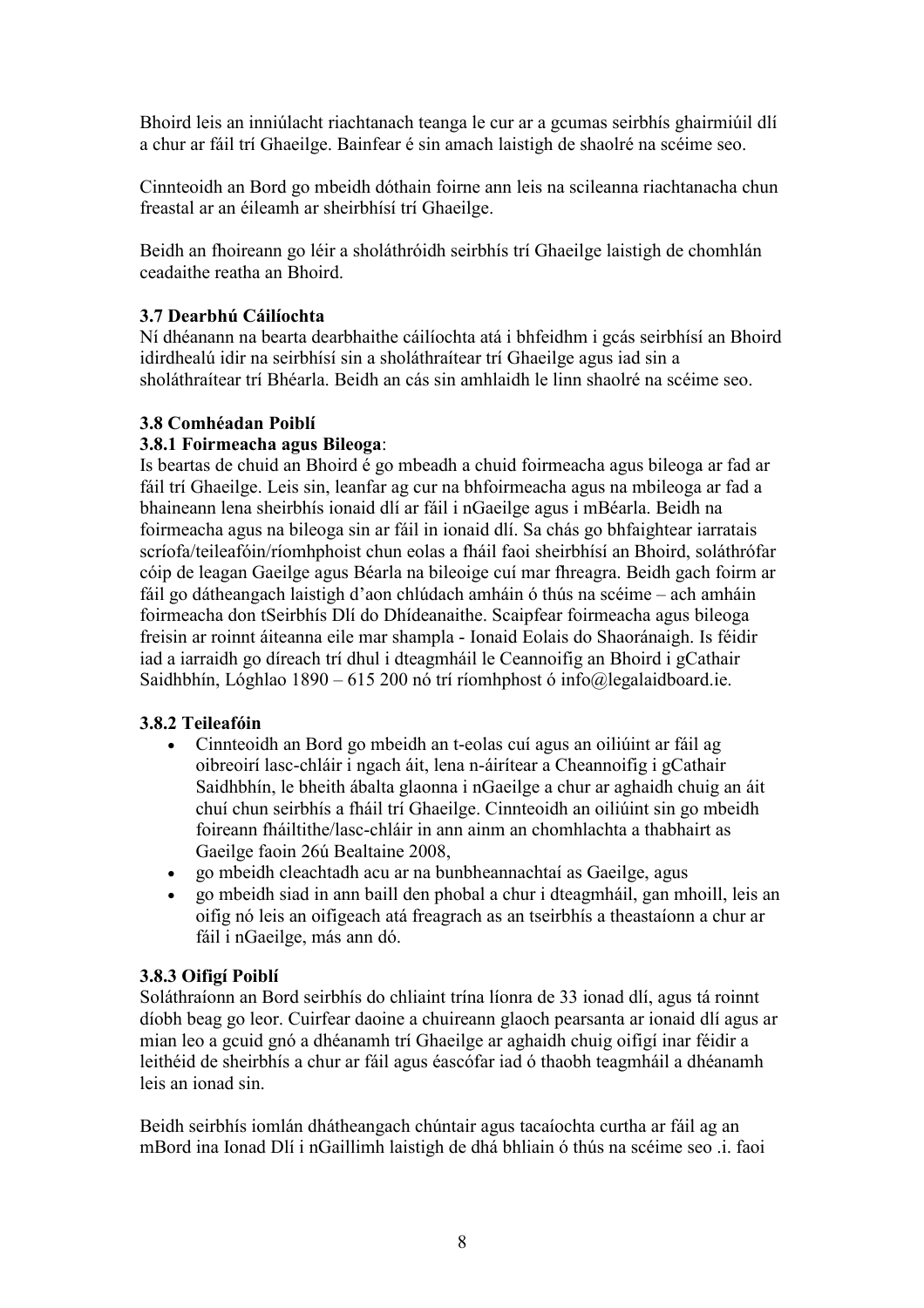Bhoird leis an inniúlacht riachtanach teanga le cur ar a gcumas seirbhís ghairmiúil dlí a chur ar fáil trí Ghaeilge. Bainfear é sin amach laistigh de shaolré na scéime seo.

Cinnteoidh an Bord go mbeidh dóthain foirne ann leis na scileanna riachtanacha chun freastal ar an éileamh ar sheirbhísí trí Ghaeilge.

Beidh an fhoireann go léir a sholáthróidh seirbhís trí Ghaeilge laistigh de chomhlán ceadaithe reatha an Bhoird.

### 3.7 Dearbhú Cáilíochta

Ní dhéanann na bearta dearbhaithe cáilíochta atá i bhfeidhm i gcás seirbhísí an Bhoird idirdhealú idir na seirbhísí sin a sholáthraítear trí Ghaeilge agus iad sin a sholáthraítear trí Bhéarla. Beidh an cás sin amhlaidh le linn shaolré na scéime seo.

### 3.8 Comhéadan Poiblí

#### 3.8.1 Foirmeacha agus Bileoga:

Is beartas de chuid an Bhoird é go mbeadh a chuid foirmeacha agus bileoga ar fad ar fáil trí Ghaeilge. Leis sin, leanfar ag cur na bhfoirmeacha agus na mbileoga ar fad a bhaineann lena sheirbhís ionaid dlí ar fáil i nGaeilge agus i mBéarla. Beidh na foirmeacha agus na bileoga sin ar fáil in ionaid dlí. Sa chás go bhfaightear iarratais scríofa/teileafóin/ríomhphoist chun eolas a fháil faoi sheirbhísí an Bhoird, soláthrófar cóip de leagan Gaeilge agus Béarla na bileoige cuí mar fhreagra. Beidh gach foirm ar fáil go dátheangach laistigh d'aon chlúdach amháin ó thús na scéime – ach amháin foirmeacha don tSeirbhís Dlí do Dhídeanaithe. Scaipfear foirmeacha agus bileoga freisin ar roinnt áiteanna eile mar shampla - Ionaid Eolais do Shaoránaigh. Is féidir iad a iarraidh go díreach trí dhul i dteagmháil le Ceannoifig an Bhoird i gCathair Saidhbhín, Lóghlao 1890 – 615 200 nó trí ríomhphost ó info@legalaidboard.ie.

#### 3.8.2 Teileafóin

- Cinnteoidh an Bord go mbeidh an t-eolas cuí agus an oiliúint ar fáil ag oibreoirí lasc-chláir i ngach áit, lena n-áirítear a Cheannoifig i gCathair Saidhbhín, le bheith ábalta glaonna i nGaeilge a chur ar aghaidh chuig an áit chuí chun seirbhís a fháil trí Ghaeilge. Cinnteoidh an oiliúint sin go mbeidh foireann fháiltithe/lasc-chláir in ann ainm an chomhlachta a thabhairt as Gaeilge faoin 26ú Bealtaine 2008,
- go mbeidh cleachtadh acu ar na bunbheannachtaí as Gaeilge, agus
- go mbeidh siad in ann baill den phobal a chur i dteagmháil, gan mhoill, leis an oifig nó leis an oifigeach atá freagrach as an tseirbhís a theastaíonn a chur ar fáil i nGaeilge, más ann dó.

#### 3.8.3 Oifigí Poiblí

Soláthraíonn an Bord seirbhís do chliaint trína líonra de 33 ionad dlí, agus tá roinnt díobh beag go leor. Cuirfear daoine a chuireann glaoch pearsanta ar ionaid dlí agus ar mian leo a gcuid gnó a dhéanamh trí Ghaeilge ar aghaidh chuig oifigí inar féidir a leithéid de sheirbhís a chur ar fáil agus éascófar iad ó thaobh teagmháil a dhéanamh leis an ionad sin.

Beidh seirbhís iomlán dhátheangach chúntair agus tacaíochta curtha ar fáil ag an mBord ina Ionad Dlí i nGaillimh laistigh de dhá bhliain ó thús na scéime seo .i. faoi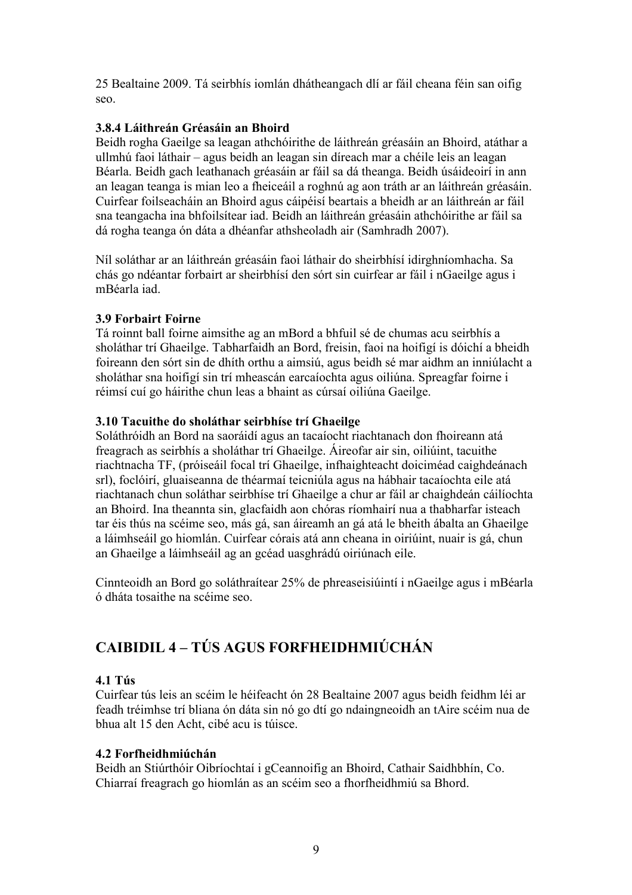25 Bealtaine 2009. Tá seirbhís iomlán dhátheangach dlí ar fáil cheana féin san oifig seo.

### 3.8.4 Láithreán Gréasáin an Bhoird

Beidh rogha Gaeilge sa leagan athchóirithe de láithreán gréasáin an Bhoird, atáthar a ullmhú faoi láthair – agus beidh an leagan sin díreach mar a chéile leis an leagan Béarla. Beidh gach leathanach gréasáin ar fáil sa dá theanga. Beidh úsáideoirí in ann an leagan teanga is mian leo a fheiceáil a roghnú ag aon tráth ar an láithreán gréasáin. Cuirfear foilseacháin an Bhoird agus cáipéisí beartais a bheidh ar an láithreán ar fáil sna teangacha ina bhfoilsítear iad. Beidh an láithreán gréasáin athchóirithe ar fáil sa dá rogha teanga ón dáta a dhéanfar athsheoladh air (Samhradh 2007).

Níl soláthar ar an láithreán gréasáin faoi láthair do sheirbhísí idirghníomhacha. Sa chás go ndéantar forbairt ar sheirbhísí den sórt sin cuirfear ar fáil i nGaeilge agus i mBéarla iad.

### 3.9 Forbairt Foirne

Tá roinnt ball foirne aimsithe ag an mBord a bhfuil sé de chumas acu seirbhís a sholáthar trí Ghaeilge. Tabharfaidh an Bord, freisin, faoi na hoifigí is dóichí a bheidh foireann den sórt sin de dhíth orthu a aimsiú, agus beidh sé mar aidhm an inniúlacht a sholáthar sna hoifigí sin trí mheascán earcaíochta agus oiliúna. Spreagfar foirne i réimsí cuí go háirithe chun leas a bhaint as cúrsaí oiliúna Gaeilge.

### 3.10 Tacuithe do sholáthar seirbhíse trí Ghaeilge

Soláthróidh an Bord na saoráidí agus an tacaíocht riachtanach don fhoireann atá freagrach as seirbhís a sholáthar trí Ghaeilge. Áireofar air sin, oiliúint, tacuithe riachtnacha TF, (próiseáil focal trí Ghaeilge, infhaighteacht doiciméad caighdeánach srl), foclóirí, gluaiseanna de théarmaí teicniúla agus na hábhair tacaíochta eile atá riachtanach chun soláthar seirbhíse trí Ghaeilge a chur ar fáil ar chaighdeán cáilíochta an Bhoird. Ina theannta sin, glacfaidh aon chóras ríomhairí nua a thabharfar isteach tar éis thús na scéime seo, más gá, san áireamh an gá atá le bheith ábalta an Ghaeilge a láimhseáil go hiomlán. Cuirfear córais atá ann cheana in oiriúint, nuair is gá, chun an Ghaeilge a láimhseáil ag an gcéad uasghrádú oiriúnach eile.

Cinnteoidh an Bord go soláthraítear 25% de phreaseisiúintí i nGaeilge agus i mBéarla ó dháta tosaithe na scéime seo.

## CAIBIDIL 4 – TÚS AGUS FORFHEIDHMIÚCHÁN

### 4.1 Tús

Cuirfear tús leis an scéim le héifeacht ón 28 Bealtaine 2007 agus beidh feidhm léi ar feadh tréimhse trí bliana ón dáta sin nó go dtí go ndaingneoidh an tAire scéim nua de bhua alt 15 den Acht, cibé acu is túisce.

### 4.2 Forfheidhmiúchán

Beidh an Stiúrthóir Oibríochtaí i gCeannoifig an Bhoird, Cathair Saidhbhín, Co. Chiarraí freagrach go hiomlán as an scéim seo a fhorfheidhmiú sa Bhord.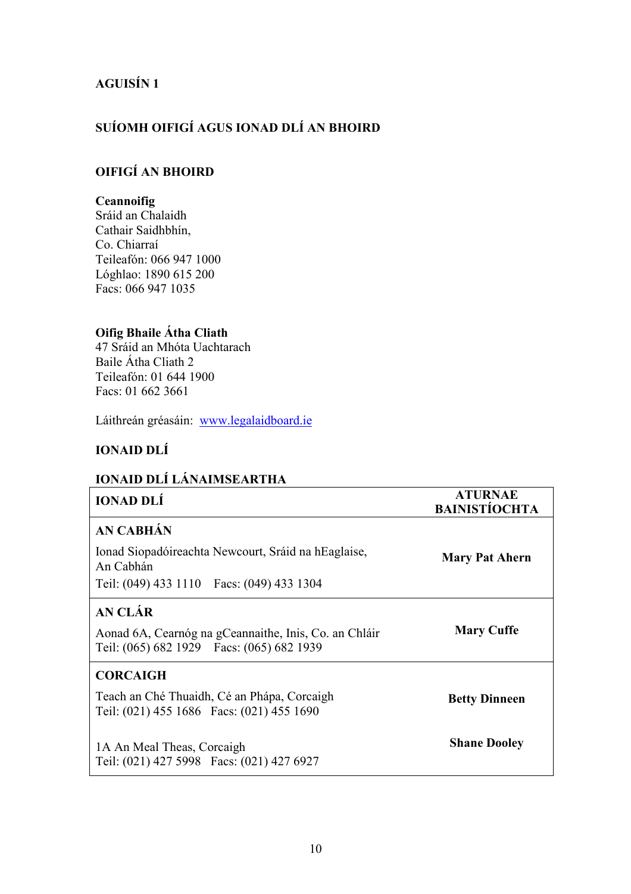**AGUISÍN 1**

**SUÍOMH OIFIGÍ AGUS IONAD DLÍ AN BHOIRD**

**OIFIGÍ AN BHOIRD**

**Ceannoifig**
Sráid an Chalaidh
Cathair Saidhbhín,
Co. Chiarraí
Teileafón: 066 947 1000
Lóghlao: 1890 615 200
Facs: 066 947 1035

**Oifig Bhaile Átha Cliath**
47 Sráid an Mhóta Uachtarach
Baile Átha Cliath 2
Teileafón: 01 644 1900
Facs: 01 662 3661

Láithreán gréasáin: [www.legalaidboard.ie](http://www.legalaidboard.ie)

**IONAID DLÍ**

**IONAID DLÍ LÁNAIMSEARTHA**

| IONAD DLÍ | ATURNAE BAINISTÍOCHTA |
|---|---|
| **AN CABHÁN**<br>Ionad Siopadóireachta Newcourt, Sráid na hEaglaise, An Cabhán<br>Teil: (049) 433 1110 Facs: (049) 433 1304 | **Mary Pat Ahern** |
| **AN CLÁR**<br>Aonad 6A, Cearnóg na gCeannaithe, Inis, Co. an Chláir<br>Teil: (065) 682 1929 Facs: (065) 682 1939 | **Mary Cuffe** |
| **CORCAIGH**<br>Teach an Ché Thuaidh, Cé an Phápa, Corcaigh<br>Teil: (021) 455 1686 Facs: (021) 455 1690 | **Betty Dinneen** |
| 1A An Meal Theas, Corcaigh<br>Teil: (021) 427 5998 Facs: (021) 427 6927 | **Shane Dooley** |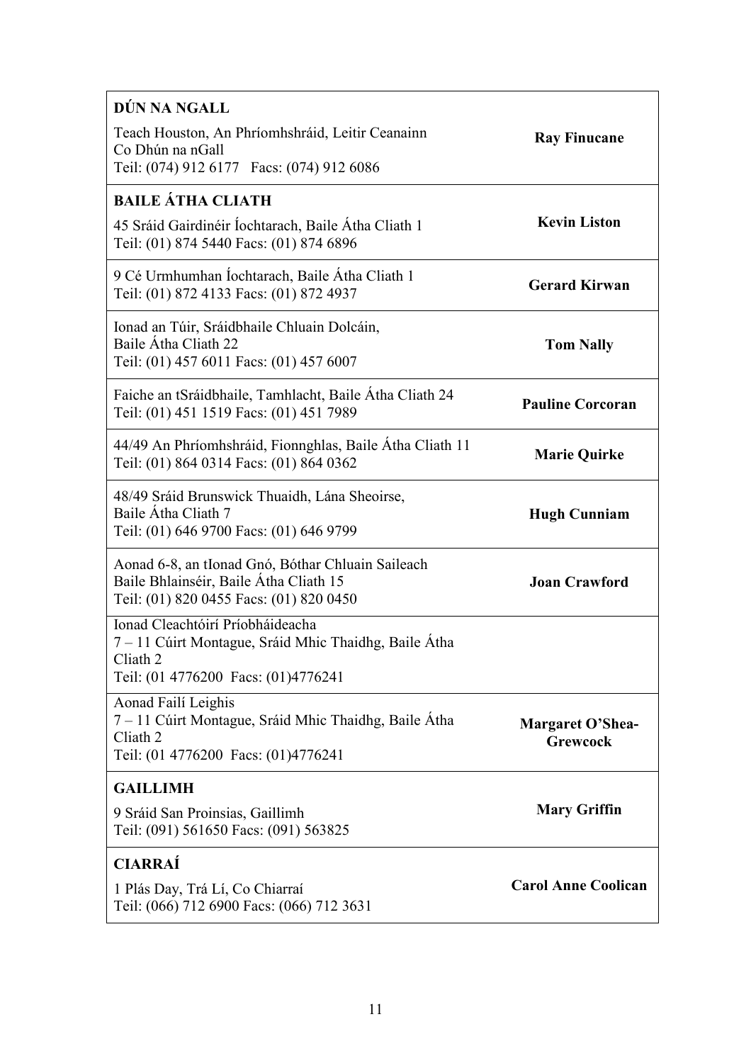| | |
|---|---|
| **DÚN NA NGALL**<br>Teach Houston, An Phríomhshráid, Leitir Ceanainn<br>Co Dhún na nGall<br>Teil: (074) 912 6177 Facs: (074) 912 6086 | **Ray Finucane** |
| **BAILE ÁTHA CLIATH**<br>45 Sráid Gairdinéir Íochtarach, Baile Átha Cliath 1<br>Teil: (01) 874 5440 Facs: (01) 874 6896 | **Kevin Liston** |
| 9 Cé Urmhumhan Íochtarach, Baile Átha Cliath 1<br>Teil: (01) 872 4133 Facs: (01) 872 4937 | **Gerard Kirwan** |
| Ionad an Túir, Sráidbhaile Chluain Dolcáin,<br>Baile Átha Cliath 22<br>Teil: (01) 457 6011 Facs: (01) 457 6007 | **Tom Nally** |
| Faiche an tSráidbhaile, Tamhlacht, Baile Átha Cliath 24<br>Teil: (01) 451 1519 Facs: (01) 451 7989 | **Pauline Corcoran** |
| 44/49 An Phríomhshráid, Fionnghlas, Baile Átha Cliath 11<br>Teil: (01) 864 0314 Facs: (01) 864 0362 | **Marie Quirke** |
| 48/49 Sráid Brunswick Thuaidh, Lána Sheoirse,<br>Baile Átha Cliath 7<br>Teil: (01) 646 9700 Facs: (01) 646 9799 | **Hugh Cunniam** |
| Aonad 6-8, an tIonad Gnó, Bóthar Chluain Saileach<br>Baile Bhlainséir, Baile Átha Cliath 15<br>Teil: (01) 820 0455 Facs: (01) 820 0450 | **Joan Crawford** |
| Ionad Cleachtóirí Príobháideacha<br>7 – 11 Cúirt Montague, Sráid Mhic Thaidhg, Baile Átha Cliath 2<br>Teil: (01 4776200 Facs: (01)4776241 | |
| Aonad Failí Leighis<br>7 – 11 Cúirt Montague, Sráid Mhic Thaidhg, Baile Átha Cliath 2<br>Teil: (01 4776200 Facs: (01)4776241 | **Margaret O'Shea-Grewcock** |
| **GAILLIMH**<br>9 Sráid San Proinsias, Gaillimh<br>Teil: (091) 561650 Facs: (091) 563825 | **Mary Griffin** |
| **CIARRAÍ**<br>1 Plás Day, Trá Lí, Co Chiarraí<br>Teil: (066) 712 6900 Facs: (066) 712 3631 | **Carol Anne Coolican** |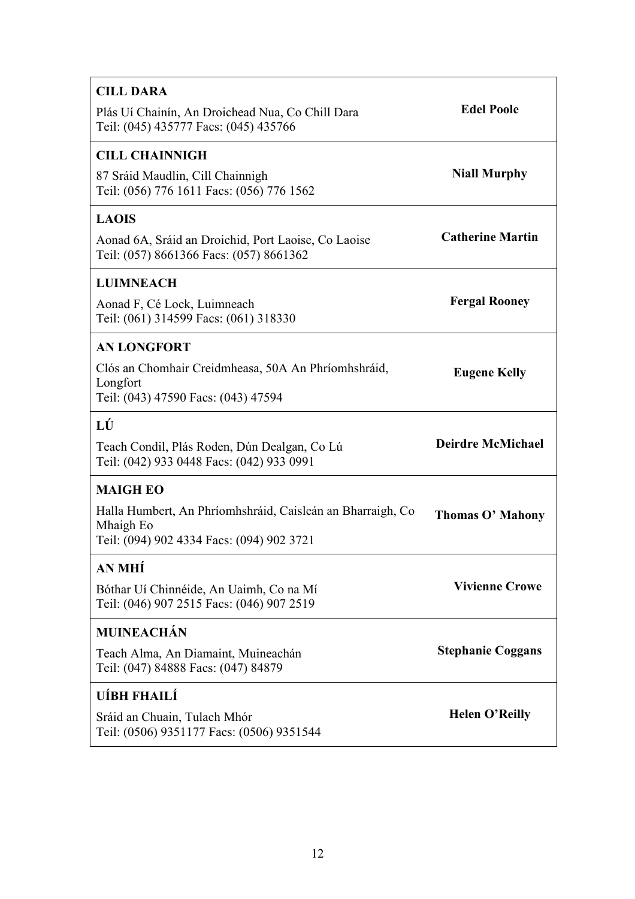| | |
|---|---|
| **CILL DARA**<br>Plás Uí Chainín, An Droichead Nua, Co Chill Dara<br>Teil: (045) 435777 Facs: (045) 435766 | **Edel Poole** |
| **CILL CHAINNIGH**<br>87 Sráid Maudlin, Cill Chainnigh<br>Teil: (056) 776 1611 Facs: (056) 776 1562 | **Niall Murphy** |
| **LAOIS**<br>Aonad 6A, Sráid an Droichid, Port Laoise, Co Laoise<br>Teil: (057) 8661366 Facs: (057) 8661362 | **Catherine Martin** |
| **LUIMNEACH**<br>Aonad F, Cé Lock, Luimneach<br>Teil: (061) 314599 Facs: (061) 318330 | **Fergal Rooney** |
| **AN LONGFORT**<br>Clós an Chomhair Creidmheasa, 50A An Phríomhshráid, Longfort<br>Teil: (043) 47590 Facs: (043) 47594 | **Eugene Kelly** |
| **LÚ**<br>Teach Condil, Plás Roden, Dún Dealgan, Co Lú<br>Teil: (042) 933 0448 Facs: (042) 933 0991 | **Deirdre McMichael** |
| **MAIGH EO**<br>Halla Humbert, An Phríomhshráid, Caisleán an Bharraigh, Co Mhaigh Eo<br>Teil: (094) 902 4334 Facs: (094) 902 3721 | **Thomas O' Mahony** |
| **AN MHÍ**<br>Bóthar Uí Chinnéide, An Uaimh, Co na Mí<br>Teil: (046) 907 2515 Facs: (046) 907 2519 | **Vivienne Crowe** |
| **MUINEACHÁN**<br>Teach Alma, An Diamaint, Muineachán<br>Teil: (047) 84888 Facs: (047) 84879 | **Stephanie Coggans** |
| **UÍBH FHAILÍ**<br>Sráid an Chuain, Tulach Mhór<br>Teil: (0506) 9351177 Facs: (0506) 9351544 | **Helen O'Reilly** |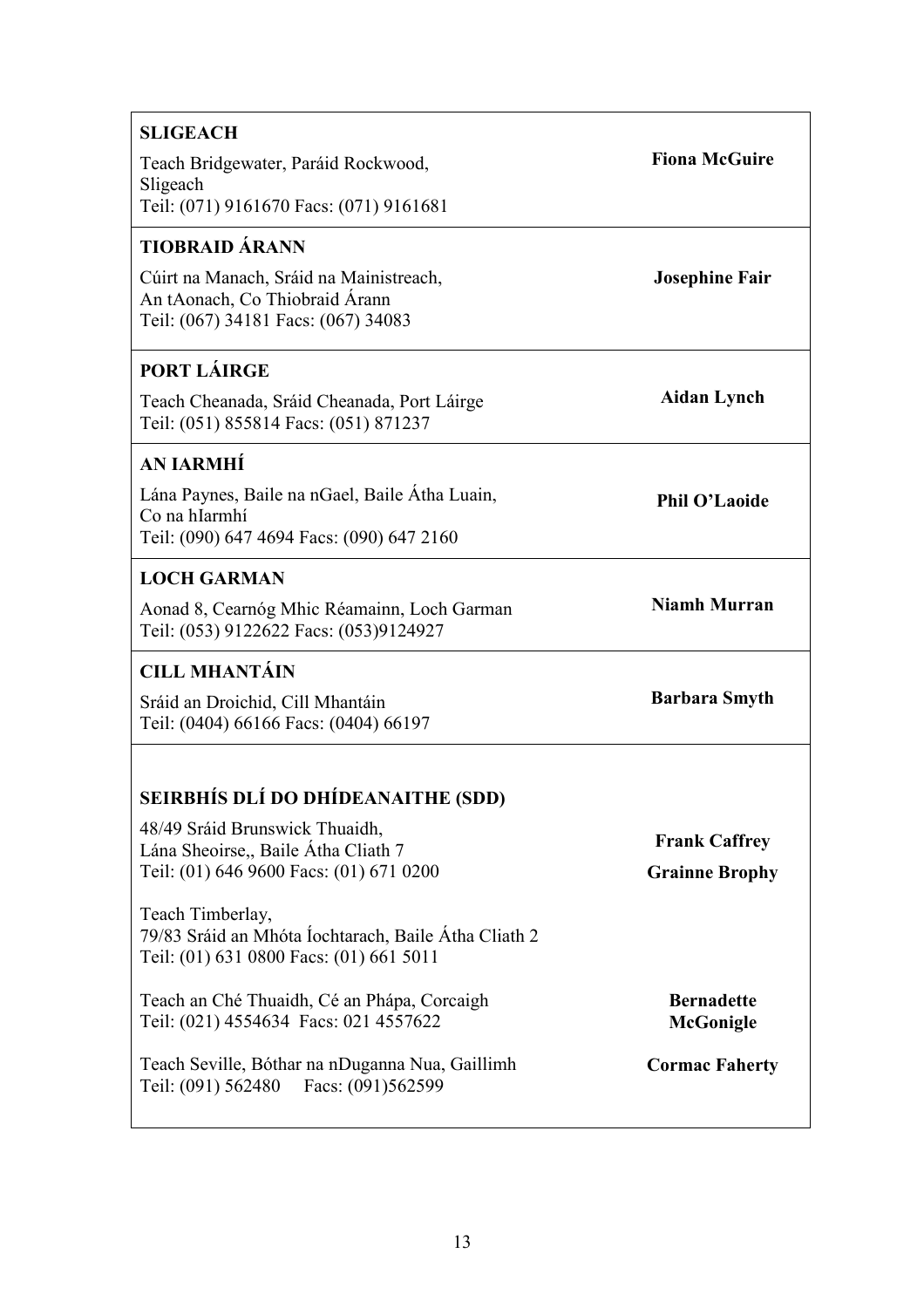| | |
|---|---|
| **SLIGEACH**<br>Teach Bridgewater, Paráid Rockwood, Sligeach<br>Teil: (071) 9161670 Facs: (071) 9161681 | **Fiona McGuire** |
| **TIOBRAID ÁRANN**<br>Cúirt na Manach, Sráid na Mainistreach, An tAonach, Co Thiobraid Árann<br>Teil: (067) 34181 Facs: (067) 34083 | **Josephine Fair** |
| **PORT LÁIRGE**<br>Teach Cheanada, Sráid Cheanada, Port Láirge<br>Teil: (051) 855814 Facs: (051) 871237 | **Aidan Lynch** |
| **AN IARMHÍ**<br>Lána Paynes, Baile na nGael, Baile Átha Luain, Co na hIarmhí<br>Teil: (090) 647 4694 Facs: (090) 647 2160 | **Phil O'Laoide** |
| **LOCH GARMAN**<br>Aonad 8, Cearnóg Mhic Réamainn, Loch Garman<br>Teil: (053) 9122622 Facs: (053)9124927 | **Niamh Murran** |
| **CILL MHANTÁIN**<br>Sráid an Droichid, Cill Mhantáin<br>Teil: (0404) 66166 Facs: (0404) 66197 | **Barbara Smyth** |
| **SEIRBHÍS DLÍ DO DHÍDEANAITHE (SDD)**<br>48/49 Sráid Brunswick Thuaidh, Lána Sheoirse,, Baile Átha Cliath 7<br>Teil: (01) 646 9600 Facs: (01) 671 0200<br><br>Teach Timberlay, 79/83 Sráid an Mhóta Íochtarach, Baile Átha Cliath 2<br>Teil: (01) 631 0800 Facs: (01) 661 5011 | **Frank Caffrey**<br>**Grainne Brophy** |
| Teach an Ché Thuaidh, Cé an Phápa, Corcaigh<br>Teil: (021) 4554634 Facs: 021 4557622 | **Bernadette McGonigle** |
| Teach Seville, Bóthar na nDuganna Nua, Gaillimh<br>Teil: (091) 562480 Facs: (091)562599 | **Cormac Faherty** |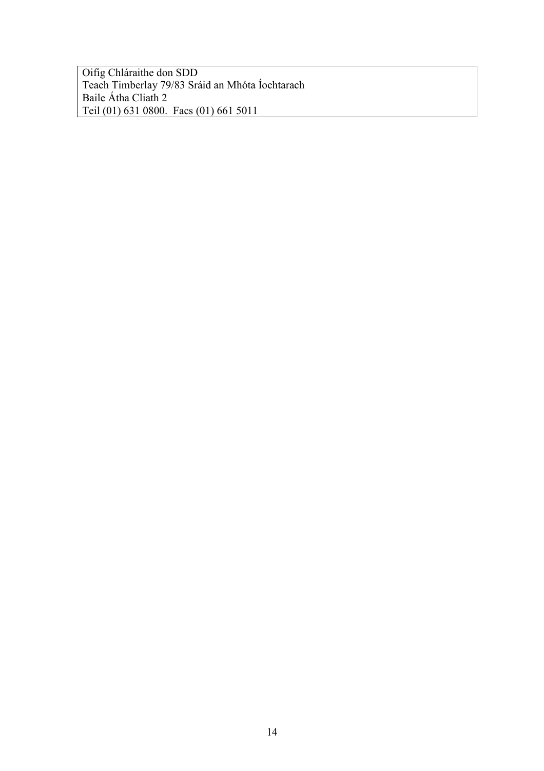Oifig Chláraithe don SDD
Teach Timberlay 79/83 Sráid an Mhóta Íochtarach
Baile Átha Cliath 2
Teil (01) 631 0800. Facs (01) 661 5011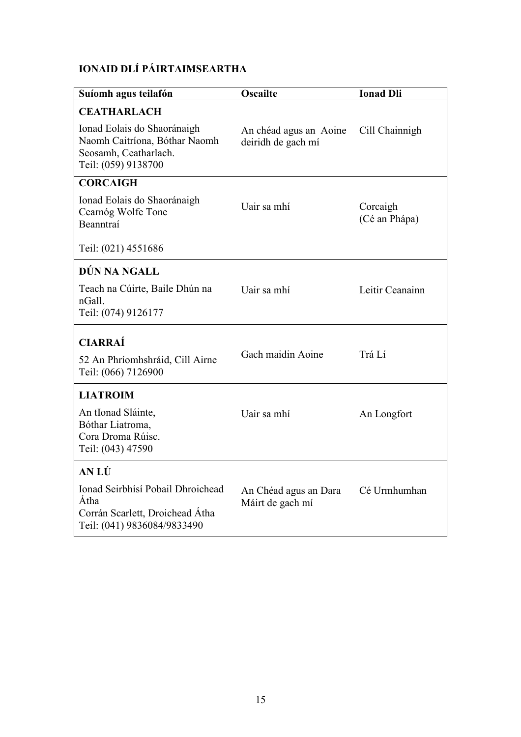**IONAID DLÍ PÁIRTAIMSEARTHA**

| Suíomh agus teilafón | Oscailte | Ionad Dli |
|---|---|---|
| **CEATHARLACH**<br>Ionad Eolais do Shaoránaigh Naomh Caitríona, Bóthar Naomh Seosamh, Ceatharlach.<br>Teil: (059) 9138700 | An chéad agus an Aoine deiridh de gach mí | Cill Chainnigh |
| **CORCAIGH**<br>Ionad Eolais do Shaoránaigh Cearnóg Wolfe Tone Beanntraí<br><br>Teil: (021) 4551686 | Uair sa mhí | Corcaigh (Cé an Phápa) |
| **DÚN NA NGALL**<br>Teach na Cúirte, Baile Dhún na nGall.<br>Teil: (074) 9126177 | Uair sa mhí | Leitir Ceanainn |
| **CIARRAÍ**<br>52 An Phríomhshráid, Cill Airne<br>Teil: (066) 7126900 | Gach maidin Aoine | Trá Lí |
| **LIATROIM**<br>An tIonad Sláinte, Bóthar Liatroma, Cora Droma Rúisc.<br>Teil: (043) 47590 | Uair sa mhí | An Longfort |
| **AN LÚ**<br>Ionad Seirbhísí Pobail Dhroichead Átha<br>Corrán Scarlett, Droichead Átha<br>Teil: (041) 9836084/9833490 | An Chéad agus an Dara Máirt de gach mí | Cé Urmhumhan |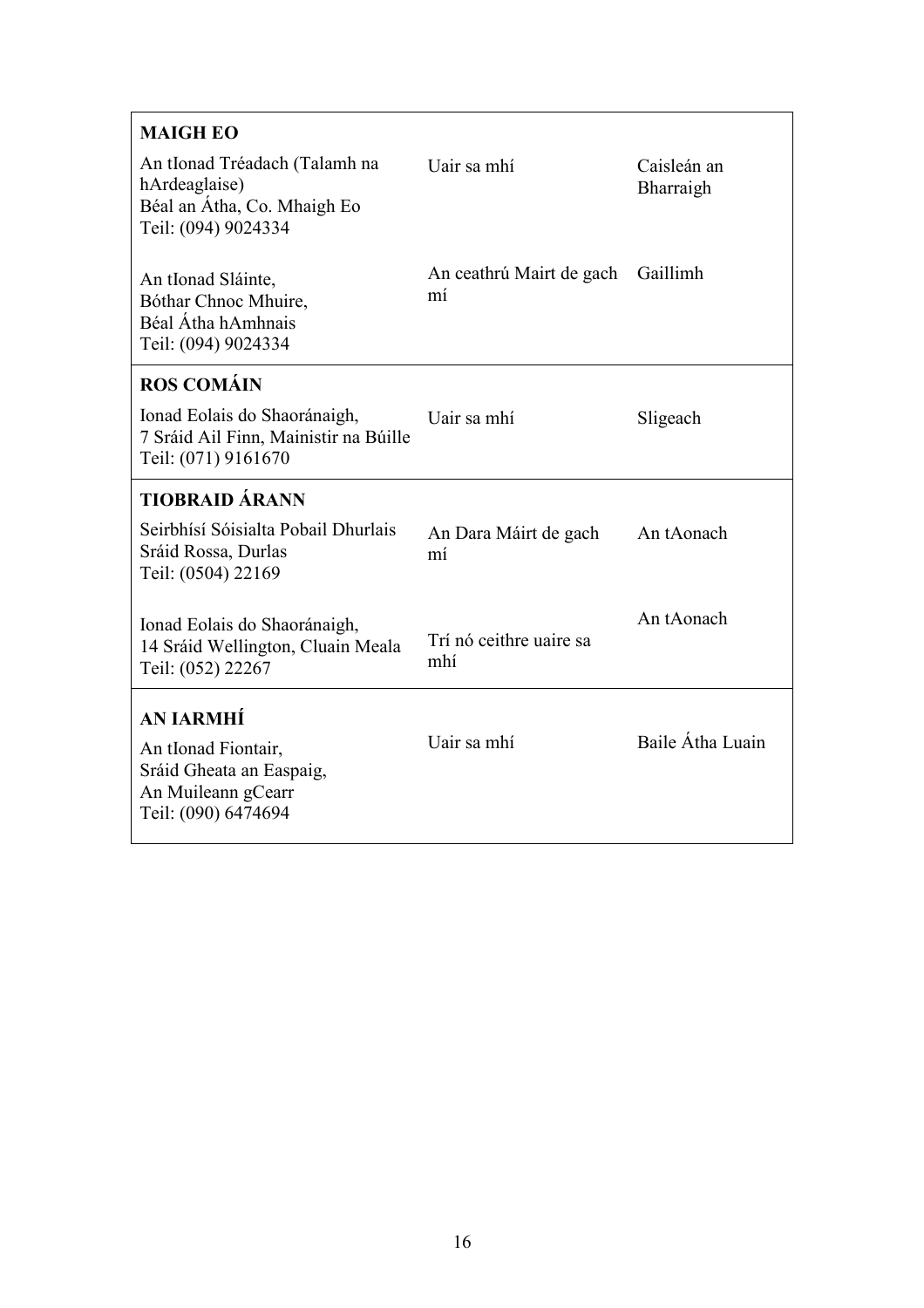| | | |
|---|---|---|
| **MAIGH EO** | | |
| An tIonad Tréadach (Talamh na hArdeaglaise)<br>Béal an Átha, Co. Mhaigh Eo<br>Teil: (094) 9024334 | Uair sa mhí | Caisleán an Bharraigh |
| An tIonad Sláinte,<br>Bóthar Chnoc Mhuire,<br>Béal Átha hAmhnais<br>Teil: (094) 9024334 | An ceathrú Mairt de gach mí | Gaillimh |
| **ROS COMÁIN** | | |
| Ionad Eolais do Shaoránaigh,<br>7 Sráid Ail Finn, Mainistir na Búille<br>Teil: (071) 9161670 | Uair sa mhí | Sligeach |
| **TIOBRAID ÁRANN** | | |
| Seirbhísí Sóisialta Pobail Dhurlais<br>Sráid Rossa, Durlas<br>Teil: (0504) 22169 | An Dara Máirt de gach mí | An tAonach |
| Ionad Eolais do Shaoránaigh,<br>14 Sráid Wellington, Cluain Meala<br>Teil: (052) 22267 | Trí nó ceithre uaire sa mhí | An tAonach |
| **AN IARMHÍ** | | |
| An tIonad Fiontair,<br>Sráid Gheata an Easpaig,<br>An Muileann gCearr<br>Teil: (090) 6474694 | Uair sa mhí | Baile Átha Luain |